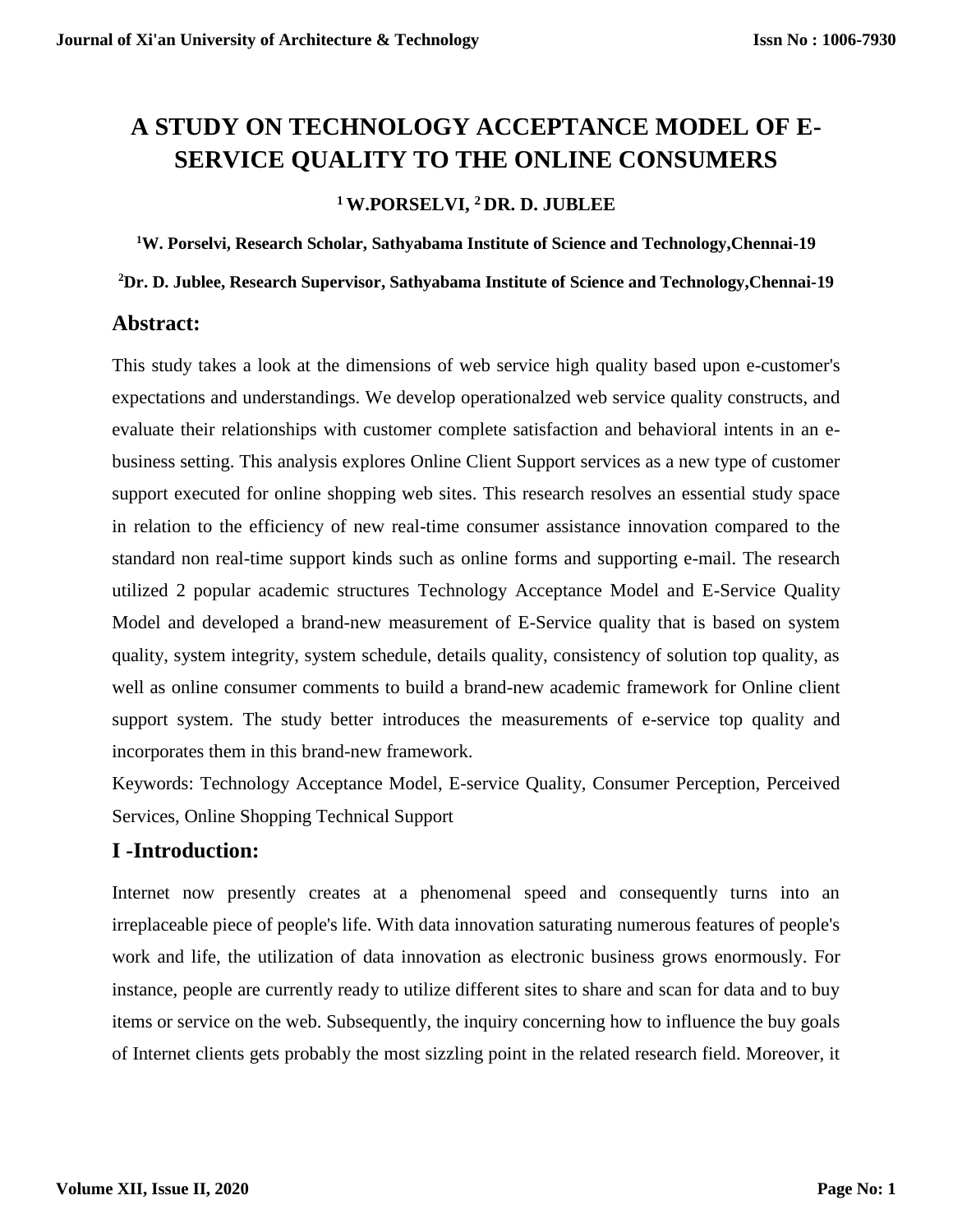# A STUDY ON TECHNOLOGY ACCEPTANCE MODEL OF E-SERVICE QUALITY TO THE ONLINE CONSUMERS

**[1] W.PORSELVI, [2] DR. D. JUBLEE**

**[1]W. Porselvi, Research Scholar, Sathyabama Institute of Science and Technology,Chennai-19**

**[2]Dr. D. Jublee, Research Supervisor, Sathyabama Institute of Science and Technology,Chennai-19**

## Abstract:

This study takes a look at the dimensions of web service high quality based upon e-customer's expectations and understandings. We develop operationalzed web service quality constructs, and evaluate their relationships with customer complete satisfaction and behavioral intents in an e-business setting. This analysis explores Online Client Support services as a new type of customer support executed for online shopping web sites. This research resolves an essential study space in relation to the efficiency of new real-time consumer assistance innovation compared to the standard non real-time support kinds such as online forms and supporting e-mail. The research utilized 2 popular academic structures Technology Acceptance Model and E-Service Quality Model and developed a brand-new measurement of E-Service quality that is based on system quality, system integrity, system schedule, details quality, consistency of solution top quality, as well as online consumer comments to build a brand-new academic framework for Online client support system. The study better introduces the measurements of e-service top quality and incorporates them in this brand-new framework.

Keywords: Technology Acceptance Model, E-service Quality, Consumer Perception, Perceived Services, Online Shopping Technical Support

## I -Introduction:

Internet now presently creates at a phenomenal speed and consequently turns into an irreplaceable piece of people's life. With data innovation saturating numerous features of people's work and life, the utilization of data innovation as electronic business grows enormously. For instance, people are currently ready to utilize different sites to share and scan for data and to buy items or service on the web. Subsequently, the inquiry concerning how to influence the buy goals of Internet clients gets probably the most sizzling point in the related research field. Moreover, it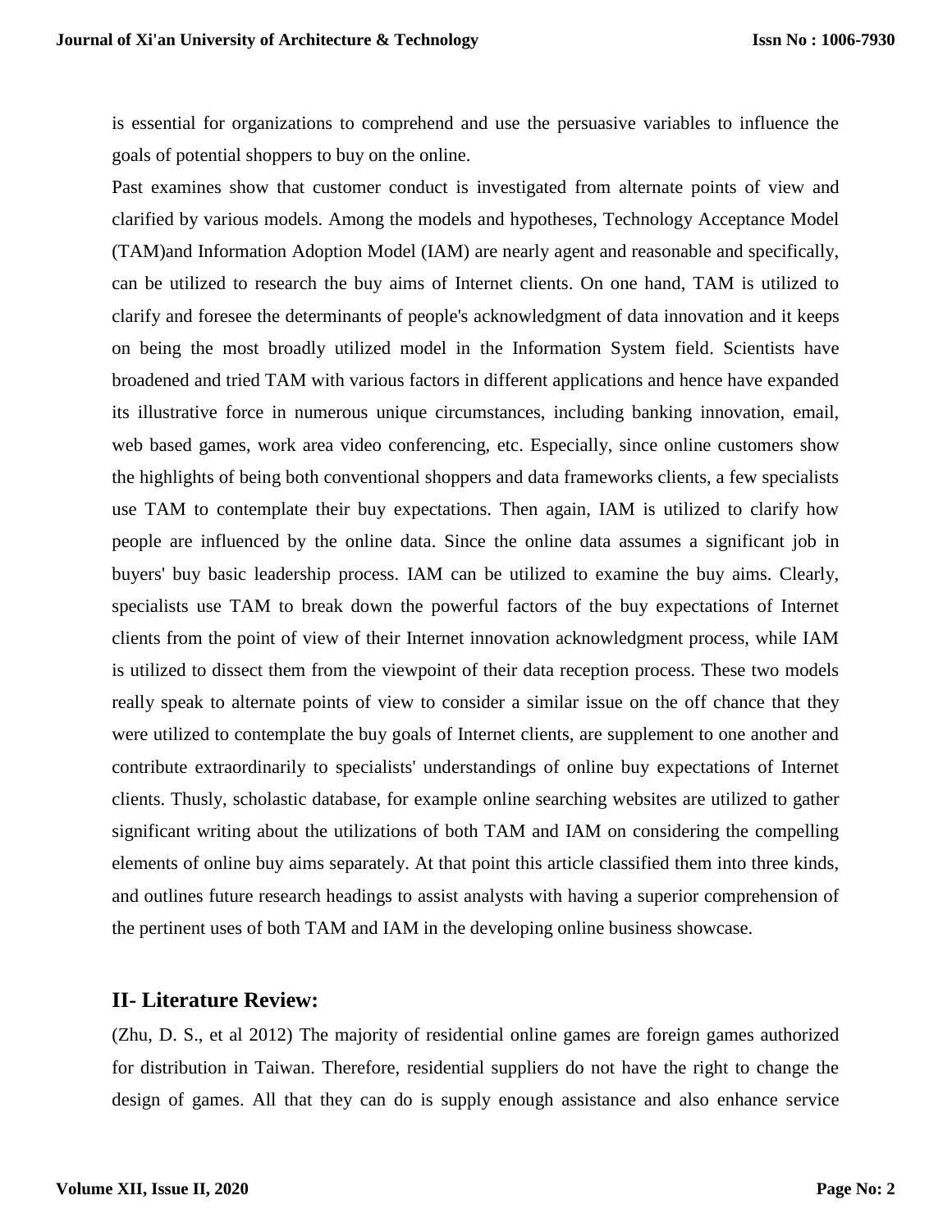is essential for organizations to comprehend and use the persuasive variables to influence the goals of potential shoppers to buy on the online.

Past examines show that customer conduct is investigated from alternate points of view and clarified by various models. Among the models and hypotheses, Technology Acceptance Model (TAM)and Information Adoption Model (IAM) are nearly agent and reasonable and specifically, can be utilized to research the buy aims of Internet clients. On one hand, TAM is utilized to clarify and foresee the determinants of people's acknowledgment of data innovation and it keeps on being the most broadly utilized model in the Information System field. Scientists have broadened and tried TAM with various factors in different applications and hence have expanded its illustrative force in numerous unique circumstances, including banking innovation, email, web based games, work area video conferencing, etc. Especially, since online customers show the highlights of being both conventional shoppers and data frameworks clients, a few specialists use TAM to contemplate their buy expectations. Then again, IAM is utilized to clarify how people are influenced by the online data. Since the online data assumes a significant job in buyers' buy basic leadership process. IAM can be utilized to examine the buy aims. Clearly, specialists use TAM to break down the powerful factors of the buy expectations of Internet clients from the point of view of their Internet innovation acknowledgment process, while IAM is utilized to dissect them from the viewpoint of their data reception process. These two models really speak to alternate points of view to consider a similar issue on the off chance that they were utilized to contemplate the buy goals of Internet clients, are supplement to one another and contribute extraordinarily to specialists' understandings of online buy expectations of Internet clients. Thusly, scholastic database, for example online searching websites are utilized to gather significant writing about the utilizations of both TAM and IAM on considering the compelling elements of online buy aims separately. At that point this article classified them into three kinds, and outlines future research headings to assist analysts with having a superior comprehension of the pertinent uses of both TAM and IAM in the developing online business showcase.

## II- Literature Review:

(Zhu, D. S., et al 2012) The majority of residential online games are foreign games authorized for distribution in Taiwan. Therefore, residential suppliers do not have the right to change the design of games. All that they can do is supply enough assistance and also enhance service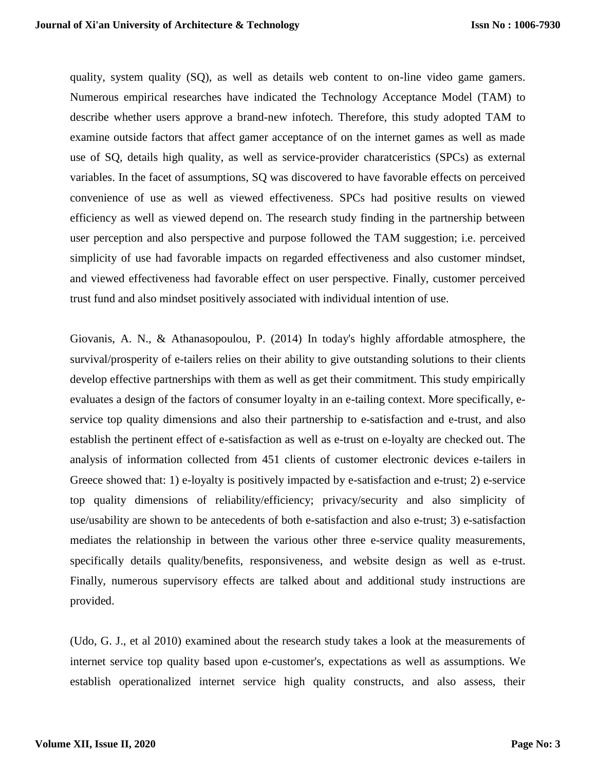quality, system quality (SQ), as well as details web content to on-line video game gamers. Numerous empirical researches have indicated the Technology Acceptance Model (TAM) to describe whether users approve a brand-new infotech. Therefore, this study adopted TAM to examine outside factors that affect gamer acceptance of on the internet games as well as made use of SQ, details high quality, as well as service-provider charatceristics (SPCs) as external variables. In the facet of assumptions, SQ was discovered to have favorable effects on perceived convenience of use as well as viewed effectiveness. SPCs had positive results on viewed efficiency as well as viewed depend on. The research study finding in the partnership between user perception and also perspective and purpose followed the TAM suggestion; i.e. perceived simplicity of use had favorable impacts on regarded effectiveness and also customer mindset, and viewed effectiveness had favorable effect on user perspective. Finally, customer perceived trust fund and also mindset positively associated with individual intention of use.

Giovanis, A. N., & Athanasopoulou, P. (2014) In today's highly affordable atmosphere, the survival/prosperity of e-tailers relies on their ability to give outstanding solutions to their clients develop effective partnerships with them as well as get their commitment. This study empirically evaluates a design of the factors of consumer loyalty in an e-tailing context. More specifically, e-service top quality dimensions and also their partnership to e-satisfaction and e-trust, and also establish the pertinent effect of e-satisfaction as well as e-trust on e-loyalty are checked out. The analysis of information collected from 451 clients of customer electronic devices e-tailers in Greece showed that: 1) e-loyalty is positively impacted by e-satisfaction and e-trust; 2) e-service top quality dimensions of reliability/efficiency; privacy/security and also simplicity of use/usability are shown to be antecedents of both e-satisfaction and also e-trust; 3) e-satisfaction mediates the relationship in between the various other three e-service quality measurements, specifically details quality/benefits, responsiveness, and website design as well as e-trust. Finally, numerous supervisory effects are talked about and additional study instructions are provided.

(Udo, G. J., et al 2010) examined about the research study takes a look at the measurements of internet service top quality based upon e-customer's, expectations as well as assumptions. We establish operationalized internet service high quality constructs, and also assess, their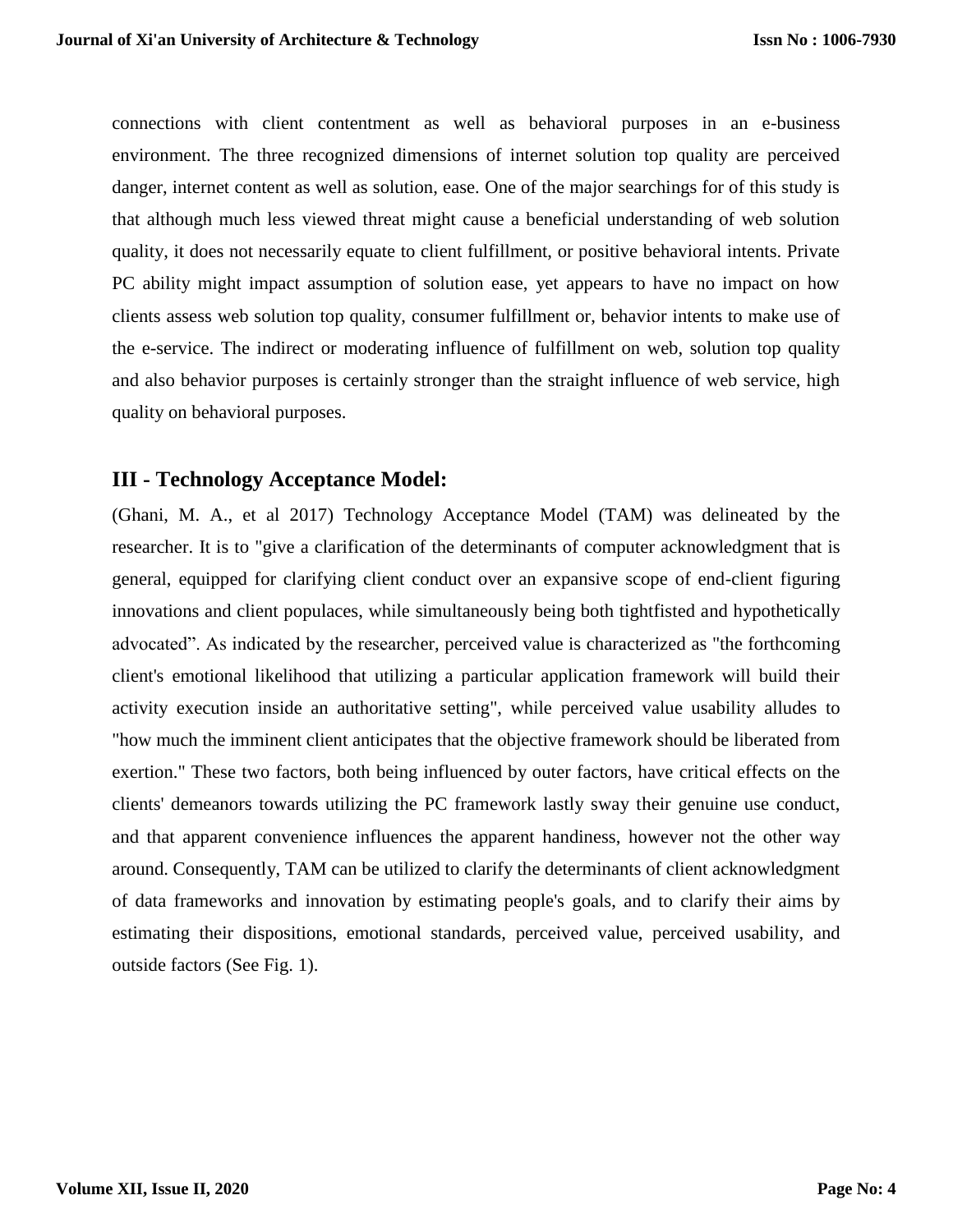connections with client contentment as well as behavioral purposes in an e-business environment. The three recognized dimensions of internet solution top quality are perceived danger, internet content as well as solution, ease. One of the major searchings for of this study is that although much less viewed threat might cause a beneficial understanding of web solution quality, it does not necessarily equate to client fulfillment, or positive behavioral intents. Private PC ability might impact assumption of solution ease, yet appears to have no impact on how clients assess web solution top quality, consumer fulfillment or, behavior intents to make use of the e-service. The indirect or moderating influence of fulfillment on web, solution top quality and also behavior purposes is certainly stronger than the straight influence of web service, high quality on behavioral purposes.

## III - Technology Acceptance Model:

(Ghani, M. A., et al 2017) Technology Acceptance Model (TAM) was delineated by the researcher. It is to "give a clarification of the determinants of computer acknowledgment that is general, equipped for clarifying client conduct over an expansive scope of end-client figuring innovations and client populaces, while simultaneously being both tightfisted and hypothetically advocated". As indicated by the researcher, perceived value is characterized as "the forthcoming client's emotional likelihood that utilizing a particular application framework will build their activity execution inside an authoritative setting", while perceived value usability alludes to "how much the imminent client anticipates that the objective framework should be liberated from exertion." These two factors, both being influenced by outer factors, have critical effects on the clients' demeanors towards utilizing the PC framework lastly sway their genuine use conduct, and that apparent convenience influences the apparent handiness, however not the other way around. Consequently, TAM can be utilized to clarify the determinants of client acknowledgment of data frameworks and innovation by estimating people's goals, and to clarify their aims by estimating their dispositions, emotional standards, perceived value, perceived usability, and outside factors (See Fig. 1).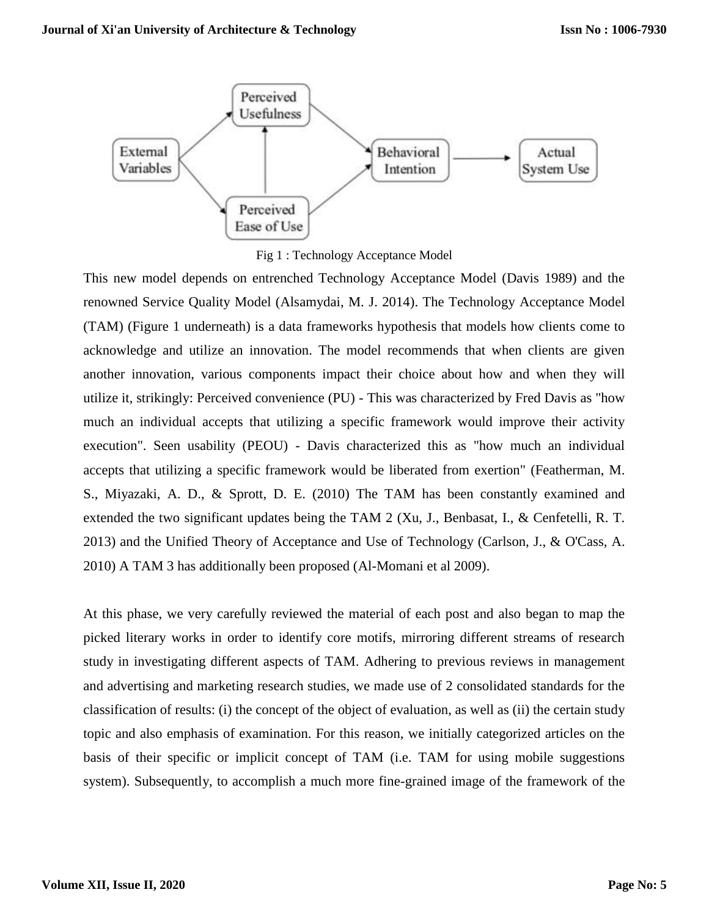External Variables

Perceived Usefulness

Perceived Ease of Use

Behavioral Intention

Actual System Use

Fig 1 : Technology Acceptance Model

This new model depends on entrenched Technology Acceptance Model (Davis 1989) and the renowned Service Quality Model (Alsamydai, M. J. 2014). The Technology Acceptance Model (TAM) (Figure 1 underneath) is a data frameworks hypothesis that models how clients come to acknowledge and utilize an innovation. The model recommends that when clients are given another innovation, various components impact their choice about how and when they will utilize it, strikingly: Perceived convenience (PU) - This was characterized by Fred Davis as "how much an individual accepts that utilizing a specific framework would improve their activity execution". Seen usability (PEOU) - Davis characterized this as "how much an individual accepts that utilizing a specific framework would be liberated from exertion" (Featherman, M. S., Miyazaki, A. D., & Sprott, D. E. (2010) The TAM has been constantly examined and extended the two significant updates being the TAM 2 (Xu, J., Benbasat, I., & Cenfetelli, R. T. 2013) and the Unified Theory of Acceptance and Use of Technology (Carlson, J., & O'Cass, A. 2010) A TAM 3 has additionally been proposed (Al-Momani et al 2009).

At this phase, we very carefully reviewed the material of each post and also began to map the picked literary works in order to identify core motifs, mirroring different streams of research study in investigating different aspects of TAM. Adhering to previous reviews in management and advertising and marketing research studies, we made use of 2 consolidated standards for the classification of results: (i) the concept of the object of evaluation, as well as (ii) the certain study topic and also emphasis of examination. For this reason, we initially categorized articles on the basis of their specific or implicit concept of TAM (i.e. TAM for using mobile suggestions system). Subsequently, to accomplish a much more fine-grained image of the framework of the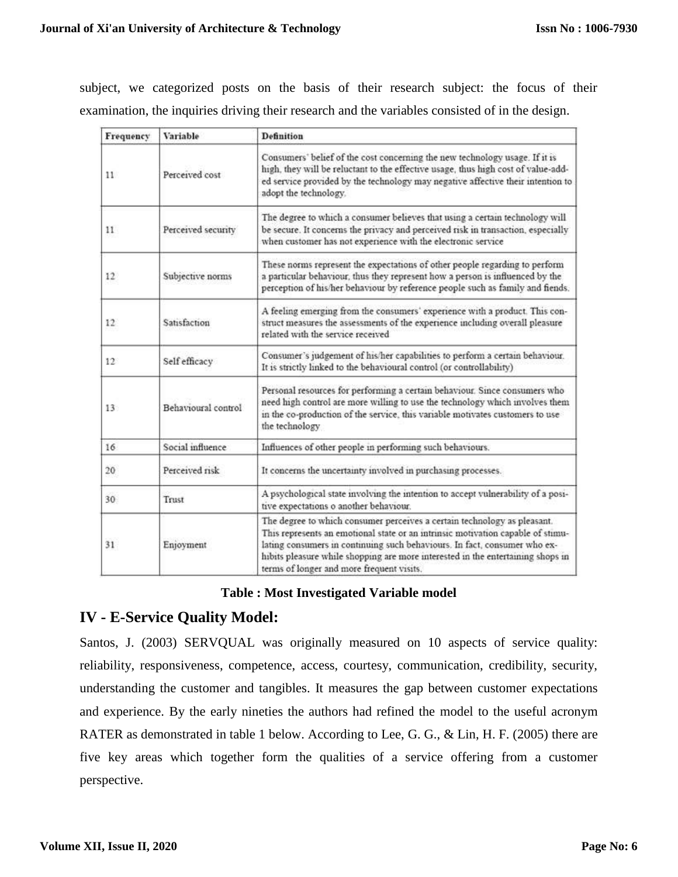subject, we categorized posts on the basis of their research subject: the focus of their examination, the inquiries driving their research and the variables consisted of in the design.

| Frequency | Variable | Definition |
|---|---|---|
| 11 | Perceived cost | Consumers' belief of the cost concerning the new technology usage. If it is high, they will be reluctant to the effective usage, thus high cost of value-added service provided by the technology may negative affective their intention to adopt the technology. |
| 11 | Perceived security | The degree to which a consumer believes that using a certain technology will be secure. It concerns the privacy and perceived risk in transaction, especially when customer has not experience with the electronic service |
| 12 | Subjective norms | These norms represent the expectations of other people regarding to perform a particular behaviour, thus they represent how a person is influenced by the perception of his/her behaviour by reference people such as family and fiends. |
| 12 | Satisfaction | A feeling emerging from the consumers' experience with a product. This construct measures the assessments of the experience including overall pleasure related with the service received |
| 12 | Self efficacy | Consumer's judgement of his/her capabilities to perform a certain behaviour. It is strictly linked to the behavioural control (or controllability) |
| 13 | Behavioural control | Personal resources for performing a certain behaviour. Since consumers who need high control are more willing to use the technology which involves them in the co-production of the service, this variable motivates customers to use the technology |
| 16 | Social influence | Influences of other people in performing such behaviours. |
| 20 | Perceived risk | It concerns the uncertainty involved in purchasing processes. |
| 30 | Trust | A psychological state involving the intention to accept vulnerability of a positive expectations o another behaviour. |
| 31 | Enjoyment | The degree to which consumer perceives a certain technology as pleasant. This represents an emotional state or an intrinsic motivation capable of stimulating consumers in continuing such behaviours. In fact, consumer who exhibits pleasure while shopping are more interested in the entertaining shops in terms of longer and more frequent visits. |

**Table : Most Investigated Variable model**

## IV - E-Service Quality Model:

Santos, J. (2003) SERVQUAL was originally measured on 10 aspects of service quality: reliability, responsiveness, competence, access, courtesy, communication, credibility, security, understanding the customer and tangibles. It measures the gap between customer expectations and experience. By the early nineties the authors had refined the model to the useful acronym RATER as demonstrated in table 1 below. According to Lee, G. G., & Lin, H. F. (2005) there are five key areas which together form the qualities of a service offering from a customer perspective.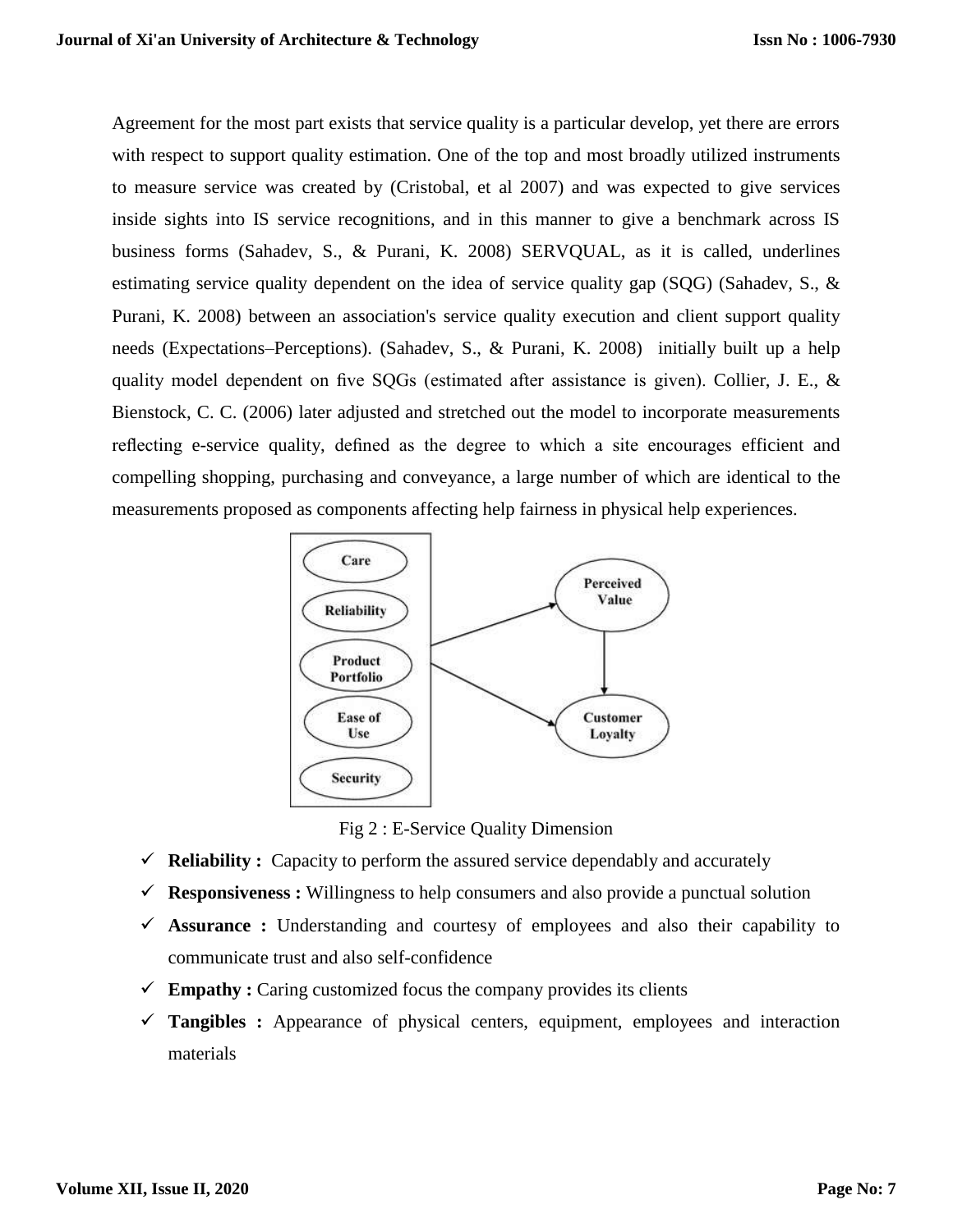Agreement for the most part exists that service quality is a particular develop, yet there are errors with respect to support quality estimation. One of the top and most broadly utilized instruments to measure service was created by (Cristobal, et al 2007) and was expected to give services inside sights into IS service recognitions, and in this manner to give a benchmark across IS business forms (Sahadev, S., & Purani, K. 2008) SERVQUAL, as it is called, underlines estimating service quality dependent on the idea of service quality gap (SQG) (Sahadev, S., & Purani, K. 2008) between an association's service quality execution and client support quality needs (Expectations–Perceptions). (Sahadev, S., & Purani, K. 2008) initially built up a help quality model dependent on five SQGs (estimated after assistance is given). Collier, J. E., & Bienstock, C. C. (2006) later adjusted and stretched out the model to incorporate measurements reflecting e-service quality, defined as the degree to which a site encourages efficient and compelling shopping, purchasing and conveyance, a large number of which are identical to the measurements proposed as components affecting help fairness in physical help experiences.

Care
Reliability
Product Portfolio
Ease of Use
Security
Perceived Value
Customer Loyalty

Fig 2 : E-Service Quality Dimension

- **Reliability :** Capacity to perform the assured service dependably and accurately
- **Responsiveness :** Willingness to help consumers and also provide a punctual solution
- **Assurance :** Understanding and courtesy of employees and also their capability to communicate trust and also self-confidence
- **Empathy :** Caring customized focus the company provides its clients
- **Tangibles :** Appearance of physical centers, equipment, employees and interaction materials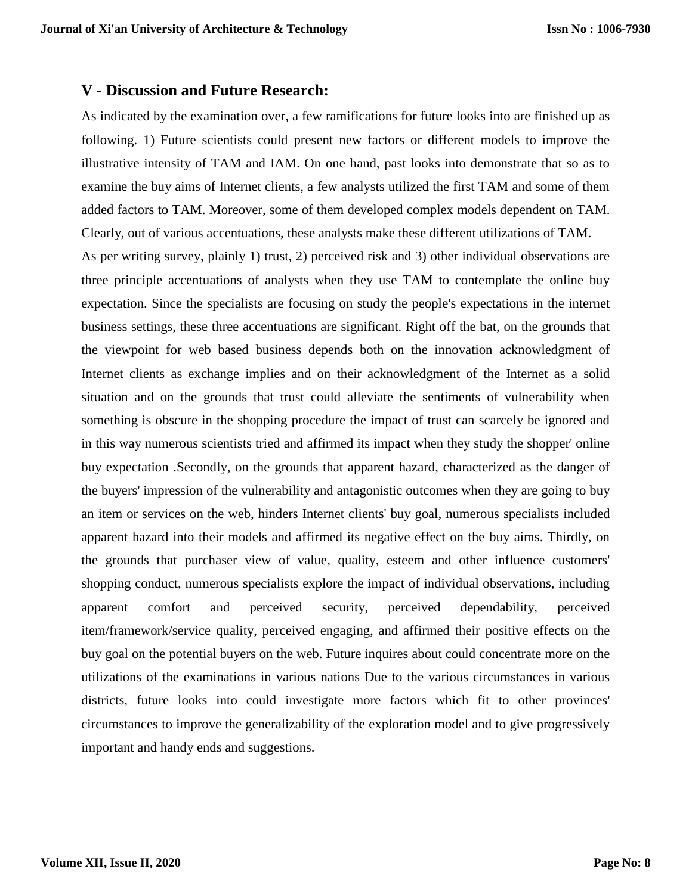## V - Discussion and Future Research:

As indicated by the examination over, a few ramifications for future looks into are finished up as following. 1) Future scientists could present new factors or different models to improve the illustrative intensity of TAM and IAM. On one hand, past looks into demonstrate that so as to examine the buy aims of Internet clients, a few analysts utilized the first TAM and some of them added factors to TAM. Moreover, some of them developed complex models dependent on TAM. Clearly, out of various accentuations, these analysts make these different utilizations of TAM.

As per writing survey, plainly 1) trust, 2) perceived risk and 3) other individual observations are three principle accentuations of analysts when they use TAM to contemplate the online buy expectation. Since the specialists are focusing on study the people's expectations in the internet business settings, these three accentuations are significant. Right off the bat, on the grounds that the viewpoint for web based business depends both on the innovation acknowledgment of Internet clients as exchange implies and on their acknowledgment of the Internet as a solid situation and on the grounds that trust could alleviate the sentiments of vulnerability when something is obscure in the shopping procedure the impact of trust can scarcely be ignored and in this way numerous scientists tried and affirmed its impact when they study the shopper' online buy expectation .Secondly, on the grounds that apparent hazard, characterized as the danger of the buyers' impression of the vulnerability and antagonistic outcomes when they are going to buy an item or services on the web, hinders Internet clients' buy goal, numerous specialists included apparent hazard into their models and affirmed its negative effect on the buy aims. Thirdly, on the grounds that purchaser view of value, quality, esteem and other influence customers' shopping conduct, numerous specialists explore the impact of individual observations, including apparent comfort and perceived security, perceived dependability, perceived item/framework/service quality, perceived engaging, and affirmed their positive effects on the buy goal on the potential buyers on the web. Future inquires about could concentrate more on the utilizations of the examinations in various nations Due to the various circumstances in various districts, future looks into could investigate more factors which fit to other provinces' circumstances to improve the generalizability of the exploration model and to give progressively important and handy ends and suggestions.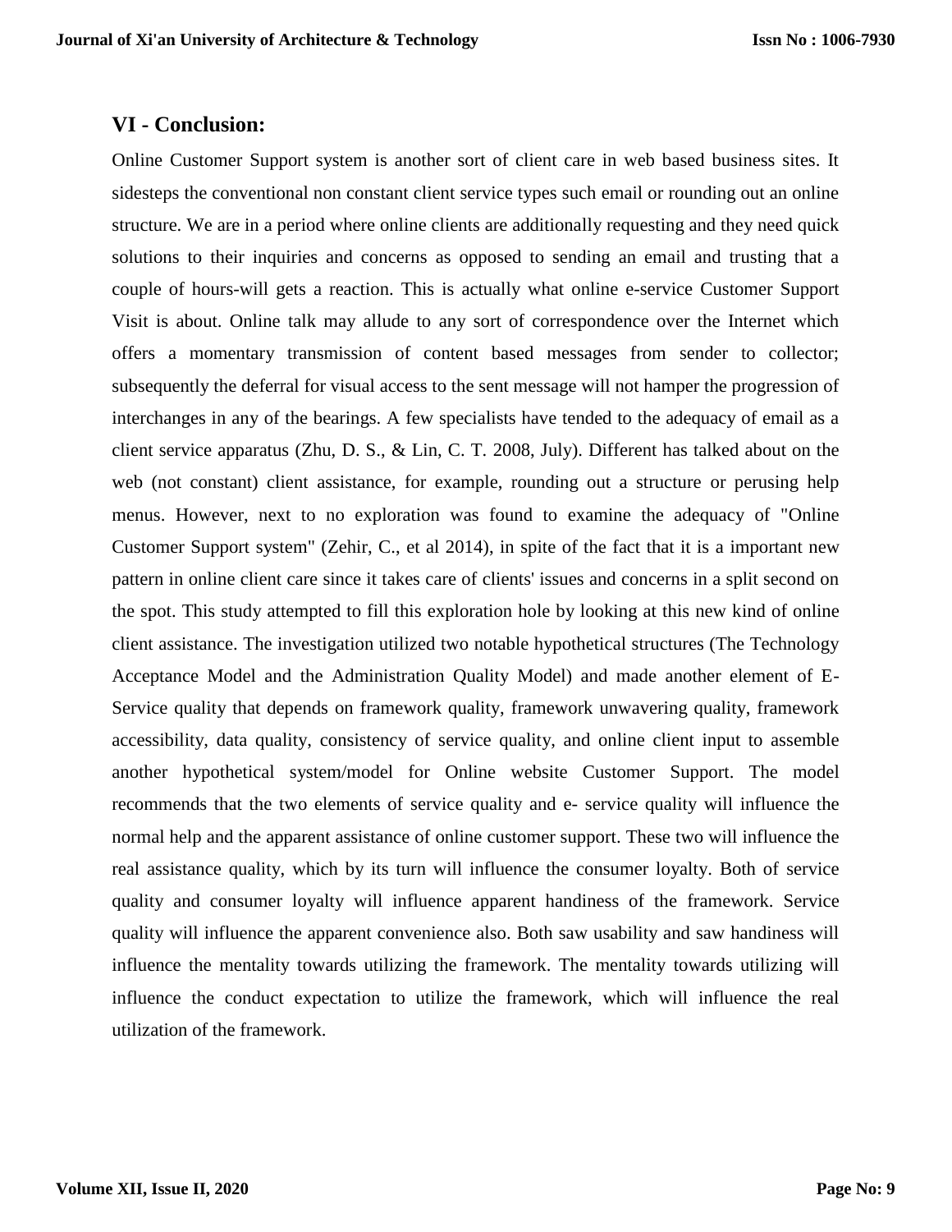## VI - Conclusion:

Online Customer Support system is another sort of client care in web based business sites. It sidesteps the conventional non constant client service types such email or rounding out an online structure. We are in a period where online clients are additionally requesting and they need quick solutions to their inquiries and concerns as opposed to sending an email and trusting that a couple of hours-will gets a reaction. This is actually what online e-service Customer Support Visit is about. Online talk may allude to any sort of correspondence over the Internet which offers a momentary transmission of content based messages from sender to collector; subsequently the deferral for visual access to the sent message will not hamper the progression of interchanges in any of the bearings. A few specialists have tended to the adequacy of email as a client service apparatus (Zhu, D. S., & Lin, C. T. 2008, July). Different has talked about on the web (not constant) client assistance, for example, rounding out a structure or perusing help menus. However, next to no exploration was found to examine the adequacy of "Online Customer Support system" (Zehir, C., et al 2014), in spite of the fact that it is a important new pattern in online client care since it takes care of clients' issues and concerns in a split second on the spot. This study attempted to fill this exploration hole by looking at this new kind of online client assistance. The investigation utilized two notable hypothetical structures (The Technology Acceptance Model and the Administration Quality Model) and made another element of E-Service quality that depends on framework quality, framework unwavering quality, framework accessibility, data quality, consistency of service quality, and online client input to assemble another hypothetical system/model for Online website Customer Support. The model recommends that the two elements of service quality and e- service quality will influence the normal help and the apparent assistance of online customer support. These two will influence the real assistance quality, which by its turn will influence the consumer loyalty. Both of service quality and consumer loyalty will influence apparent handiness of the framework. Service quality will influence the apparent convenience also. Both saw usability and saw handiness will influence the mentality towards utilizing the framework. The mentality towards utilizing will influence the conduct expectation to utilize the framework, which will influence the real utilization of the framework.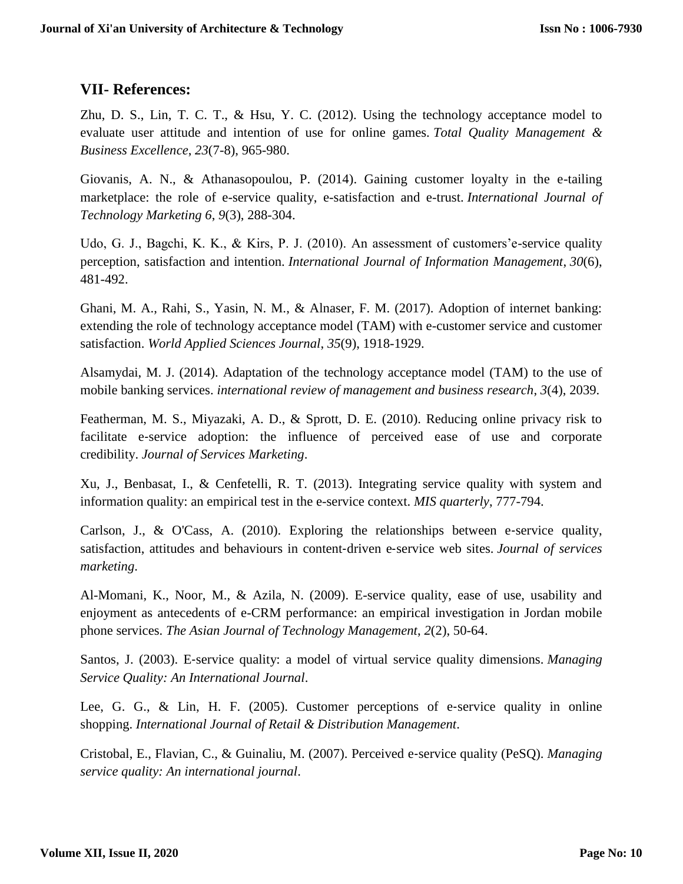## VII- References:

Zhu, D. S., Lin, T. C. T., & Hsu, Y. C. (2012). Using the technology acceptance model to evaluate user attitude and intention of use for online games. *Total Quality Management & Business Excellence*, *23*(7-8), 965-980.

Giovanis, A. N., & Athanasopoulou, P. (2014). Gaining customer loyalty in the e-tailing marketplace: the role of e-service quality, e-satisfaction and e-trust. *International Journal of Technology Marketing 6*, *9*(3), 288-304.

Udo, G. J., Bagchi, K. K., & Kirs, P. J. (2010). An assessment of customers'e-service quality perception, satisfaction and intention. *International Journal of Information Management*, *30*(6), 481-492.

Ghani, M. A., Rahi, S., Yasin, N. M., & Alnaser, F. M. (2017). Adoption of internet banking: extending the role of technology acceptance model (TAM) with e-customer service and customer satisfaction. *World Applied Sciences Journal*, *35*(9), 1918-1929.

Alsamydai, M. J. (2014). Adaptation of the technology acceptance model (TAM) to the use of mobile banking services. *international review of management and business research*, *3*(4), 2039.

Featherman, M. S., Miyazaki, A. D., & Sprott, D. E. (2010). Reducing online privacy risk to facilitate e-service adoption: the influence of perceived ease of use and corporate credibility. *Journal of Services Marketing*.

Xu, J., Benbasat, I., & Cenfetelli, R. T. (2013). Integrating service quality with system and information quality: an empirical test in the e-service context. *MIS quarterly*, 777-794.

Carlson, J., & O'Cass, A. (2010). Exploring the relationships between e-service quality, satisfaction, attitudes and behaviours in content-driven e-service web sites. *Journal of services marketing*.

Al-Momani, K., Noor, M., & Azila, N. (2009). E-service quality, ease of use, usability and enjoyment as antecedents of e-CRM performance: an empirical investigation in Jordan mobile phone services. *The Asian Journal of Technology Management*, *2*(2), 50-64.

Santos, J. (2003). E-service quality: a model of virtual service quality dimensions. *Managing Service Quality: An International Journal*.

Lee, G. G., & Lin, H. F. (2005). Customer perceptions of e-service quality in online shopping. *International Journal of Retail & Distribution Management*.

Cristobal, E., Flavian, C., & Guinaliu, M. (2007). Perceived e-service quality (PeSQ). *Managing service quality: An international journal*.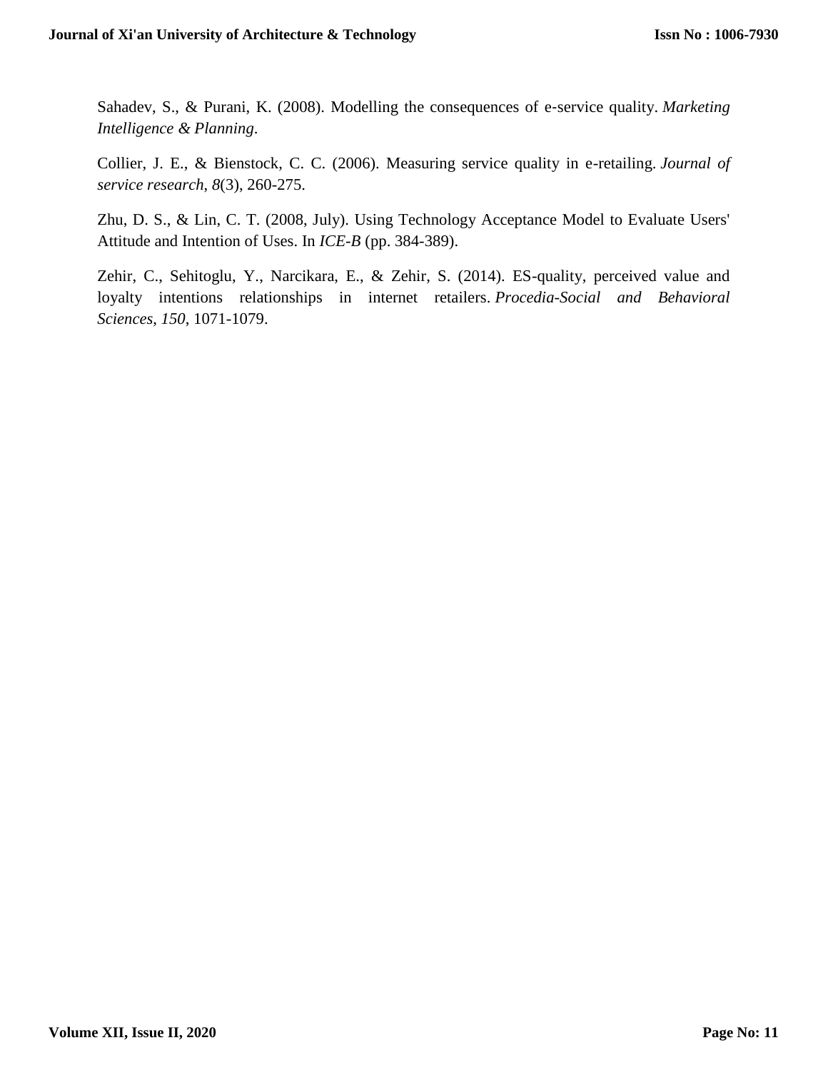Sahadev, S., & Purani, K. (2008). Modelling the consequences of e-service quality. *Marketing Intelligence & Planning*.

Collier, J. E., & Bienstock, C. C. (2006). Measuring service quality in e-retailing. *Journal of service research*, *8*(3), 260-275.

Zhu, D. S., & Lin, C. T. (2008, July). Using Technology Acceptance Model to Evaluate Users' Attitude and Intention of Uses. In *ICE-B* (pp. 384-389).

Zehir, C., Sehitoglu, Y., Narcikara, E., & Zehir, S. (2014). ES-quality, perceived value and loyalty intentions relationships in internet retailers. *Procedia-Social and Behavioral Sciences*, *150*, 1071-1079.